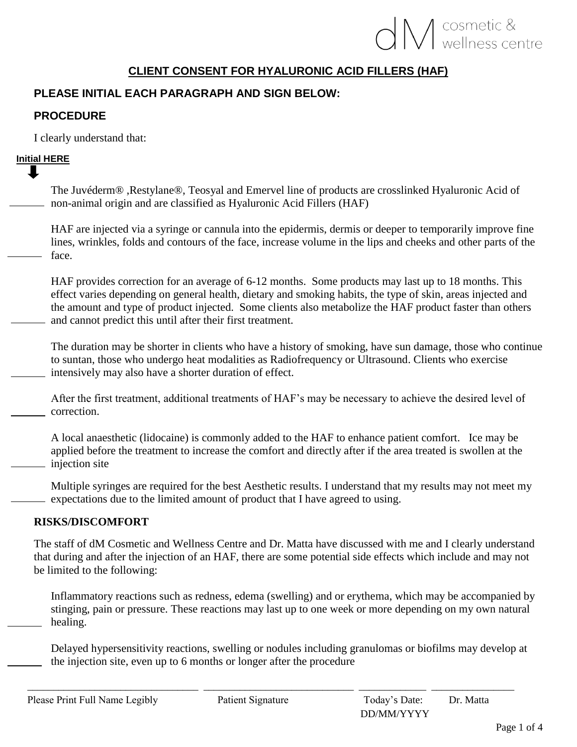dM cosmetic & wellness centre

# CLIENT CONSENT FOR HYALURONIC ACID FILLERS (HAF)

## PLEASE INITIAL EACH PARAGRAPH AND SIGN BELOW:

## PROCEDURE

I clearly understand that:

**Initial HERE**

______ The Juvéderm® ,Restylane®, Teosyal and Emervel line of products are crosslinked Hyaluronic Acid of non-animal origin and are classified as Hyaluronic Acid Fillers (HAF)

______ HAF are injected via a syringe or cannula into the epidermis, dermis or deeper to temporarily improve fine lines, wrinkles, folds and contours of the face, increase volume in the lips and cheeks and other parts of the face.

______ HAF provides correction for an average of 6-12 months. Some products may last up to 18 months. This effect varies depending on general health, dietary and smoking habits, the type of skin, areas injected and the amount and type of product injected. Some clients also metabolize the HAF product faster than others and cannot predict this until after their first treatment.

______ The duration may be shorter in clients who have a history of smoking, have sun damage, those who continue to suntan, those who undergo heat modalities as Radiofrequency or Ultrasound. Clients who exercise intensively may also have a shorter duration of effect.

______ After the first treatment, additional treatments of HAF's may be necessary to achieve the desired level of correction.

______ A local anaesthetic (lidocaine) is commonly added to the HAF to enhance patient comfort. Ice may be applied before the treatment to increase the comfort and directly after if the area treated is swollen at the injection site

______ Multiple syringes are required for the best Aesthetic results. I understand that my results may not meet my expectations due to the limited amount of product that I have agreed to using.

## RISKS/DISCOMFORT

The staff of dM Cosmetic and Wellness Centre and Dr. Matta have discussed with me and I clearly understand that during and after the injection of an HAF, there are some potential side effects which include and may not be limited to the following:

______ Inflammatory reactions such as redness, edema (swelling) and or erythema, which may be accompanied by stinging, pain or pressure. These reactions may last up to one week or more depending on my own natural healing.

______ Delayed hypersensitivity reactions, swelling or nodules including granulomas or biofilms may develop at the injection site, even up to 6 months or longer after the procedure

| ______________________________ | ______________________________ | ______________ | ______________ |
|---|---|---|---|
| Please Print Full Name Legibly | Patient Signature | Today's Date: DD/MM/YYYY | Dr. Matta |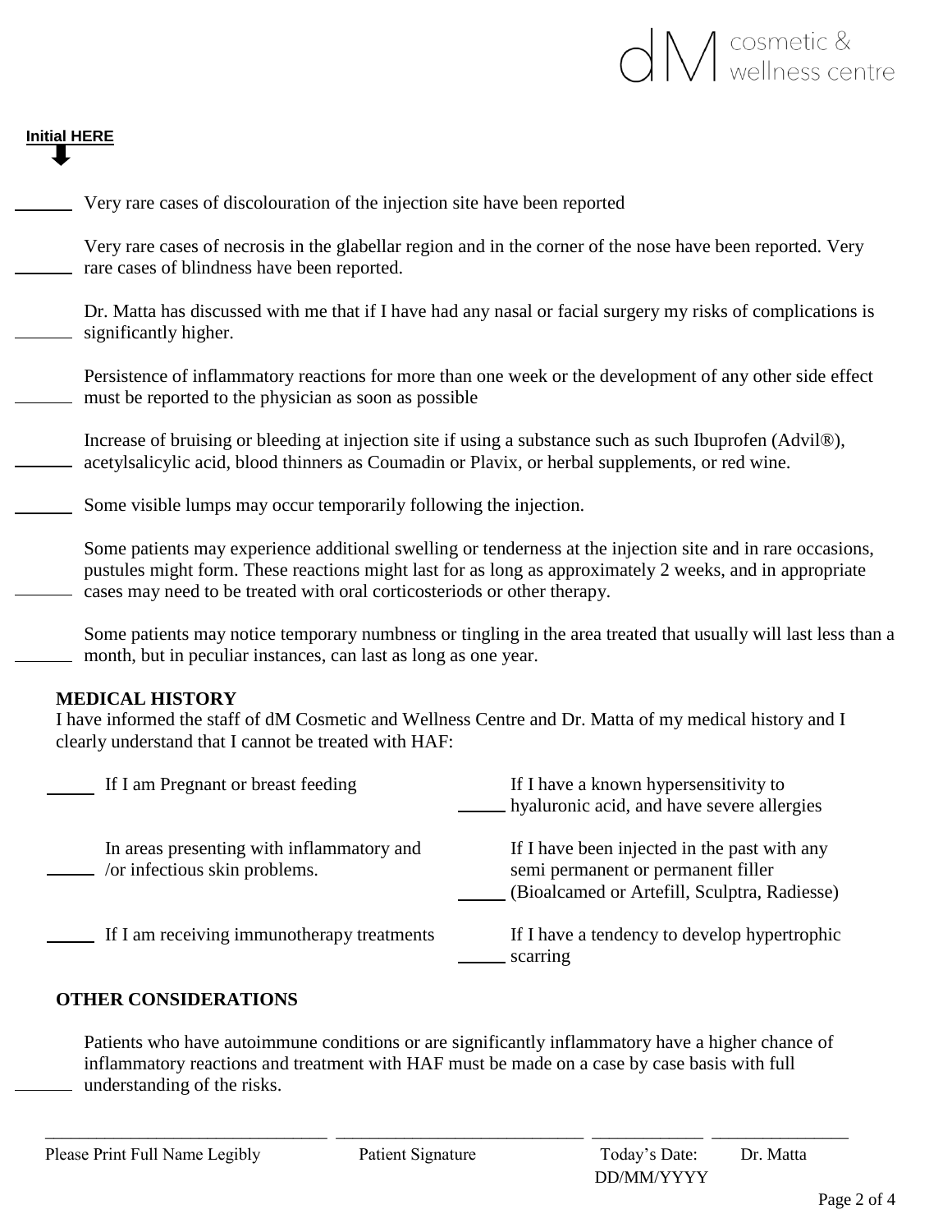dM cosmetic & wellness centre

**Initial HERE**

\_\_\_\_\_\_ Very rare cases of discolouration of the injection site have been reported

\_\_\_\_\_\_ Very rare cases of necrosis in the glabellar region and in the corner of the nose have been reported. Very rare cases of blindness have been reported.

\_\_\_\_\_\_ Dr. Matta has discussed with me that if I have had any nasal or facial surgery my risks of complications is significantly higher.

\_\_\_\_\_\_ Persistence of inflammatory reactions for more than one week or the development of any other side effect must be reported to the physician as soon as possible

\_\_\_\_\_\_ Increase of bruising or bleeding at injection site if using a substance such as such Ibuprofen (Advil®), acetylsalicylic acid, blood thinners as Coumadin or Plavix, or herbal supplements, or red wine.

\_\_\_\_\_\_ Some visible lumps may occur temporarily following the injection.

\_\_\_\_\_\_ Some patients may experience additional swelling or tenderness at the injection site and in rare occasions, pustules might form. These reactions might last for as long as approximately 2 weeks, and in appropriate cases may need to be treated with oral corticosteriods or other therapy.

\_\_\_\_\_\_ Some patients may notice temporary numbness or tingling in the area treated that usually will last less than a month, but in peculiar instances, can last as long as one year.

## MEDICAL HISTORY

I have informed the staff of dM Cosmetic and Wellness Centre and Dr. Matta of my medical history and I clearly understand that I cannot be treated with HAF:

\_\_\_\_\_ If I am Pregnant or breast feeding

\_\_\_\_\_ If I have a known hypersensitivity to hyaluronic acid, and have severe allergies

\_\_\_\_\_ In areas presenting with inflammatory and /or infectious skin problems.

\_\_\_\_\_ If I have been injected in the past with any semi permanent or permanent filler (Bioalcamed or Artefill, Sculptra, Radiesse)

\_\_\_\_\_ If I am receiving immunotherapy treatments

\_\_\_\_\_ If I have a tendency to develop hypertrophic scarring

## OTHER CONSIDERATIONS

\_\_\_\_\_\_ Patients who have autoimmune conditions or are significantly inflammatory have a higher chance of inflammatory reactions and treatment with HAF must be made on a case by case basis with full understanding of the risks.

| \_\_\_\_\_\_\_\_\_\_\_\_\_\_\_\_\_\_\_\_ | \_\_\_\_\_\_\_\_\_\_\_\_\_\_\_\_\_\_\_\_ | \_\_\_\_\_\_\_\_\_\_\_\_ | \_\_\_\_\_\_\_\_\_\_\_\_ |
|---|---|---|---|
| Please Print Full Name Legibly | Patient Signature | Today's Date: DD/MM/YYYY | Dr. Matta |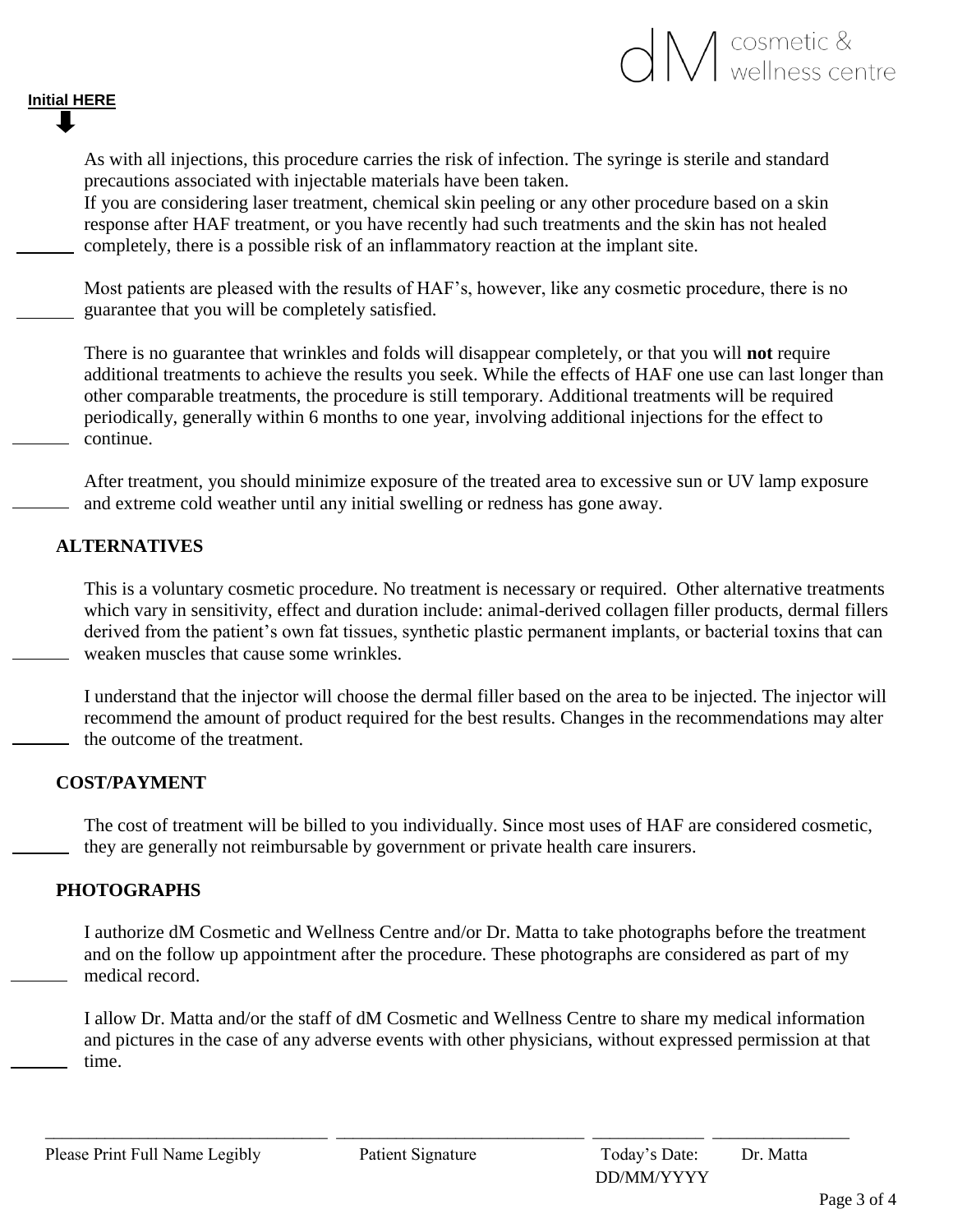**Initial HERE**

______ As with all injections, this procedure carries the risk of infection. The syringe is sterile and standard precautions associated with injectable materials have been taken. If you are considering laser treatment, chemical skin peeling or any other procedure based on a skin response after HAF treatment, or you have recently had such treatments and the skin has not healed completely, there is a possible risk of an inflammatory reaction at the implant site.

______ Most patients are pleased with the results of HAF's, however, like any cosmetic procedure, there is no guarantee that you will be completely satisfied.

______ There is no guarantee that wrinkles and folds will disappear completely, or that you will **not** require additional treatments to achieve the results you seek. While the effects of HAF one use can last longer than other comparable treatments, the procedure is still temporary. Additional treatments will be required periodically, generally within 6 months to one year, involving additional injections for the effect to continue.

______ After treatment, you should minimize exposure of the treated area to excessive sun or UV lamp exposure and extreme cold weather until any initial swelling or redness has gone away.

## ALTERNATIVES

______ This is a voluntary cosmetic procedure. No treatment is necessary or required. Other alternative treatments which vary in sensitivity, effect and duration include: animal-derived collagen filler products, dermal fillers derived from the patient's own fat tissues, synthetic plastic permanent implants, or bacterial toxins that can weaken muscles that cause some wrinkles.

______ I understand that the injector will choose the dermal filler based on the area to be injected. The injector will recommend the amount of product required for the best results. Changes in the recommendations may alter the outcome of the treatment.

## COST/PAYMENT

______ The cost of treatment will be billed to you individually. Since most uses of HAF are considered cosmetic, they are generally not reimbursable by government or private health care insurers.

## PHOTOGRAPHS

______ I authorize dM Cosmetic and Wellness Centre and/or Dr. Matta to take photographs before the treatment and on the follow up appointment after the procedure. These photographs are considered as part of my medical record.

______ I allow Dr. Matta and/or the staff of dM Cosmetic and Wellness Centre to share my medical information and pictures in the case of any adverse events with other physicians, without expressed permission at that time.

| ______________________________ | ______________________________ | ______________ | ______________ |
|---|---|---|---|
| Please Print Full Name Legibly | Patient Signature | Today's Date: DD/MM/YYYY | Dr. Matta |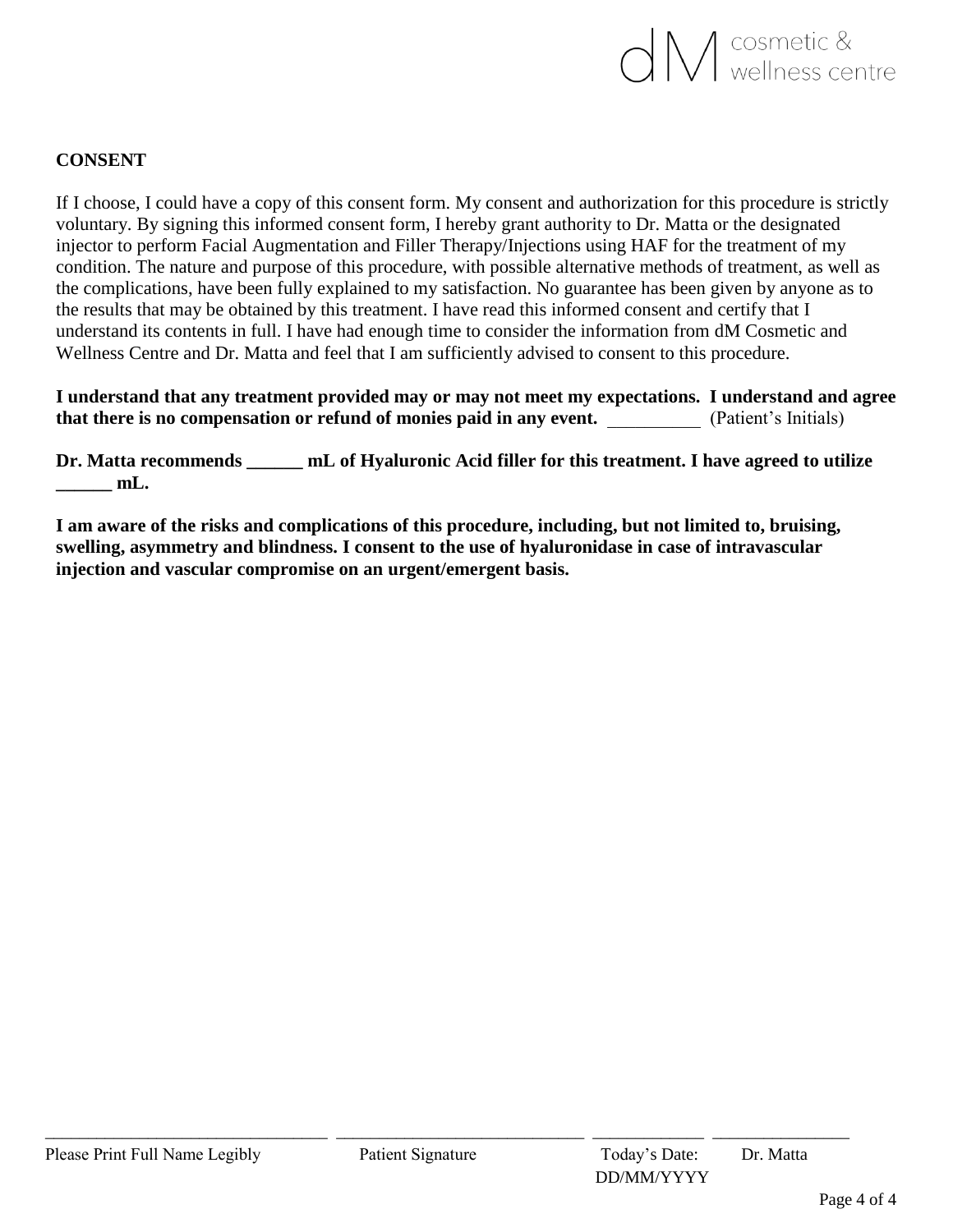dM cosmetic & wellness centre

**CONSENT**

If I choose, I could have a copy of this consent form. My consent and authorization for this procedure is strictly voluntary. By signing this informed consent form, I hereby grant authority to Dr. Matta or the designated injector to perform Facial Augmentation and Filler Therapy/Injections using HAF for the treatment of my condition. The nature and purpose of this procedure, with possible alternative methods of treatment, as well as the complications, have been fully explained to my satisfaction. No guarantee has been given by anyone as to the results that may be obtained by this treatment. I have read this informed consent and certify that I understand its contents in full. I have had enough time to consider the information from dM Cosmetic and Wellness Centre and Dr. Matta and feel that I am sufficiently advised to consent to this procedure.

**I understand that any treatment provided may or may not meet my expectations. I understand and agree that there is no compensation or refund of monies paid in any event.** __________ (Patient's Initials)

**Dr. Matta recommends ______ mL of Hyaluronic Acid filler for this treatment. I have agreed to utilize ______ mL.**

**I am aware of the risks and complications of this procedure, including, but not limited to, bruising, swelling, asymmetry and blindness. I consent to the use of hyaluronidase in case of intravascular injection and vascular compromise on an urgent/emergent basis.**

______________________________ ______________________________ ______________ ______________

Please Print Full Name Legibly  Patient Signature  Today's Date: DD/MM/YYYY  Dr. Matta